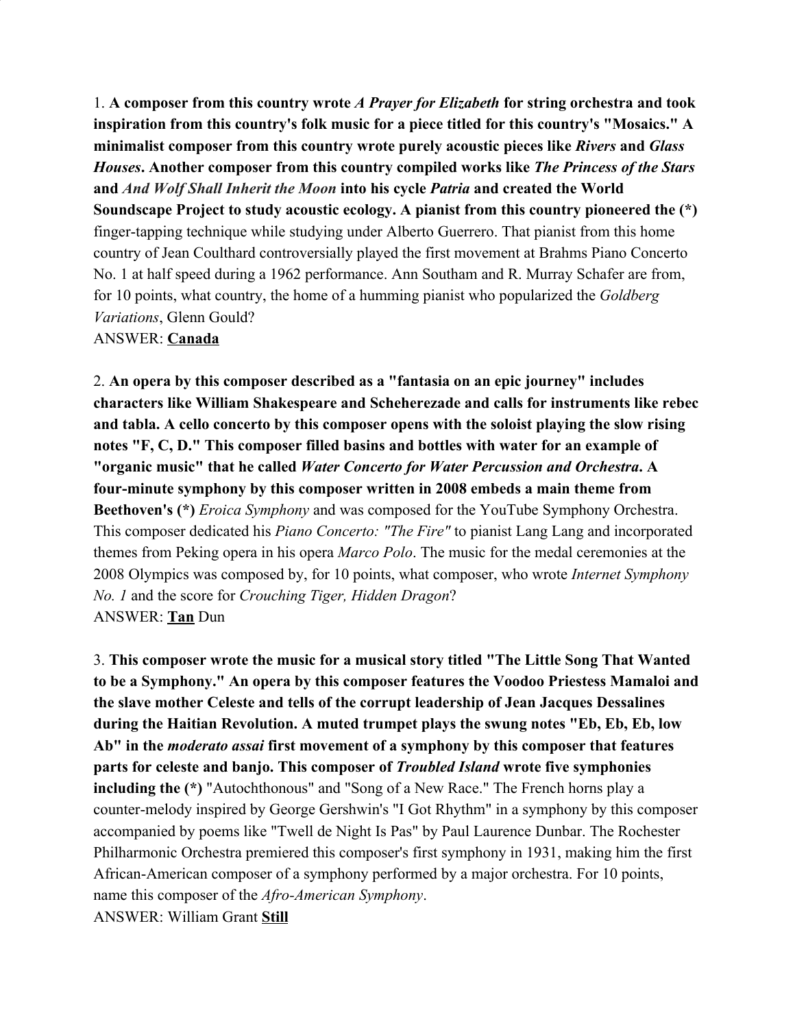1. **A composer from this country wrote *A Prayer for Elizabeth* for string orchestra and took inspiration from this country's folk music for a piece titled for this country's "Mosaics." A minimalist composer from this country wrote purely acoustic pieces like *Rivers* and *Glass Houses*. Another composer from this country compiled works like *The Princess of the Stars* and *And Wolf Shall Inherit the Moon* into his cycle *Patria* and created the World Soundscape Project to study acoustic ecology. A pianist from this country pioneered the (*)** finger-tapping technique while studying under Alberto Guerrero. That pianist from this home country of Jean Coulthard controversially played the first movement at Brahms Piano Concerto No. 1 at half speed during a 1962 performance. Ann Southam and R. Murray Schafer are from, for 10 points, what country, the home of a humming pianist who popularized the *Goldberg Variations*, Glenn Gould?
ANSWER: **Canada**

2. **An opera by this composer described as a "fantasia on an epic journey" includes characters like William Shakespeare and Scheherezade and calls for instruments like rebec and tabla. A cello concerto by this composer opens with the soloist playing the slow rising notes "F, C, D." This composer filled basins and bottles with water for an example of "organic music" that he called *Water Concerto for Water Percussion and Orchestra*. A four-minute symphony by this composer written in 2008 embeds a main theme from Beethoven's (*)** *Eroica Symphony* and was composed for the YouTube Symphony Orchestra. This composer dedicated his *Piano Concerto: "The Fire"* to pianist Lang Lang and incorporated themes from Peking opera in his opera *Marco Polo*. The music for the medal ceremonies at the 2008 Olympics was composed by, for 10 points, what composer, who wrote *Internet Symphony No. 1* and the score for *Crouching Tiger, Hidden Dragon*?
ANSWER: **Tan** Dun

3. **This composer wrote the music for a musical story titled "The Little Song That Wanted to be a Symphony." An opera by this composer features the Voodoo Priestess Mamaloi and the slave mother Celeste and tells of the corrupt leadership of Jean Jacques Dessalines during the Haitian Revolution. A muted trumpet plays the swung notes "Eb, Eb, Eb, low Ab" in the *moderato assai* first movement of a symphony by this composer that features parts for celeste and banjo. This composer of *Troubled Island* wrote five symphonies including the (*)** "Autochthonous" and "Song of a New Race." The French horns play a counter-melody inspired by George Gershwin's "I Got Rhythm" in a symphony by this composer accompanied by poems like "Twell de Night Is Pas" by Paul Laurence Dunbar. The Rochester Philharmonic Orchestra premiered this composer's first symphony in 1931, making him the first African-American composer of a symphony performed by a major orchestra. For 10 points, name this composer of the *Afro-American Symphony*.
ANSWER: William Grant **Still**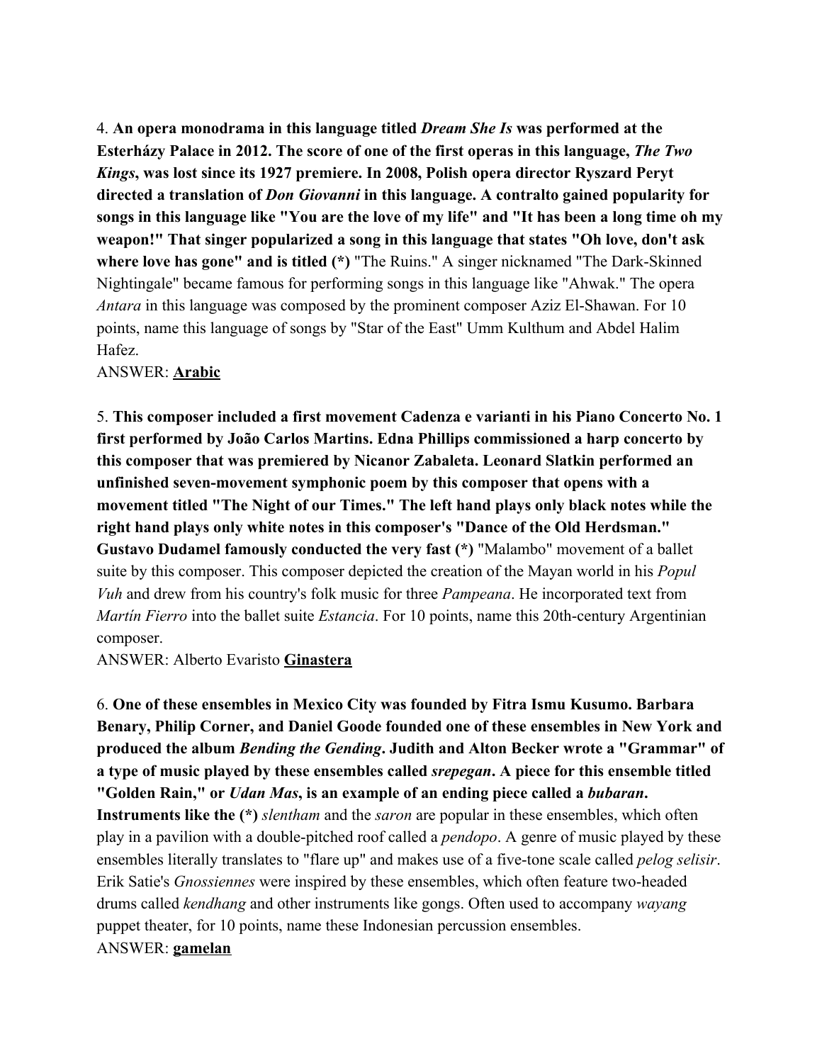4. **An opera monodrama in this language titled *Dream She Is* was performed at the Esterházy Palace in 2012. The score of one of the first operas in this language, *The Two Kings*, was lost since its 1927 premiere. In 2008, Polish opera director Ryszard Peryt directed a translation of *Don Giovanni* in this language. A contralto gained popularity for songs in this language like "You are the love of my life" and "It has been a long time oh my weapon!" That singer popularized a song in this language that states "Oh love, don't ask where love has gone" and is titled (*)** "The Ruins." A singer nicknamed "The Dark-Skinned Nightingale" became famous for performing songs in this language like "Ahwak." The opera *Antara* in this language was composed by the prominent composer Aziz El-Shawan. For 10 points, name this language of songs by "Star of the East" Umm Kulthum and Abdel Halim Hafez.

ANSWER: **<u>Arabic</u>**

5. **This composer included a first movement Cadenza e varianti in his Piano Concerto No. 1 first performed by João Carlos Martins. Edna Phillips commissioned a harp concerto by this composer that was premiered by Nicanor Zabaleta. Leonard Slatkin performed an unfinished seven-movement symphonic poem by this composer that opens with a movement titled "The Night of our Times." The left hand plays only black notes while the right hand plays only white notes in this composer's "Dance of the Old Herdsman." Gustavo Dudamel famously conducted the very fast (*)** "Malambo" movement of a ballet suite by this composer. This composer depicted the creation of the Mayan world in his *Popul Vuh* and drew from his country's folk music for three *Pampeana*. He incorporated text from *Martín Fierro* into the ballet suite *Estancia*. For 10 points, name this 20th-century Argentinian composer.

ANSWER: Alberto Evaristo **<u>Ginastera</u>**

6. **One of these ensembles in Mexico City was founded by Fitra Ismu Kusumo. Barbara Benary, Philip Corner, and Daniel Goode founded one of these ensembles in New York and produced the album *Bending the Gending*. Judith and Alton Becker wrote a "Grammar" of a type of music played by these ensembles called *srepegan*. A piece for this ensemble titled "Golden Rain," or *Udan Mas*, is an example of an ending piece called a *bubaran*. Instruments like the (*)** *slentham* and the *saron* are popular in these ensembles, which often play in a pavilion with a double-pitched roof called a *pendopo*. A genre of music played by these ensembles literally translates to "flare up" and makes use of a five-tone scale called *pelog selisir*. Erik Satie's *Gnossiennes* were inspired by these ensembles, which often feature two-headed drums called *kendhang* and other instruments like gongs. Often used to accompany *wayang* puppet theater, for 10 points, name these Indonesian percussion ensembles.

ANSWER: **<u>gamelan</u>**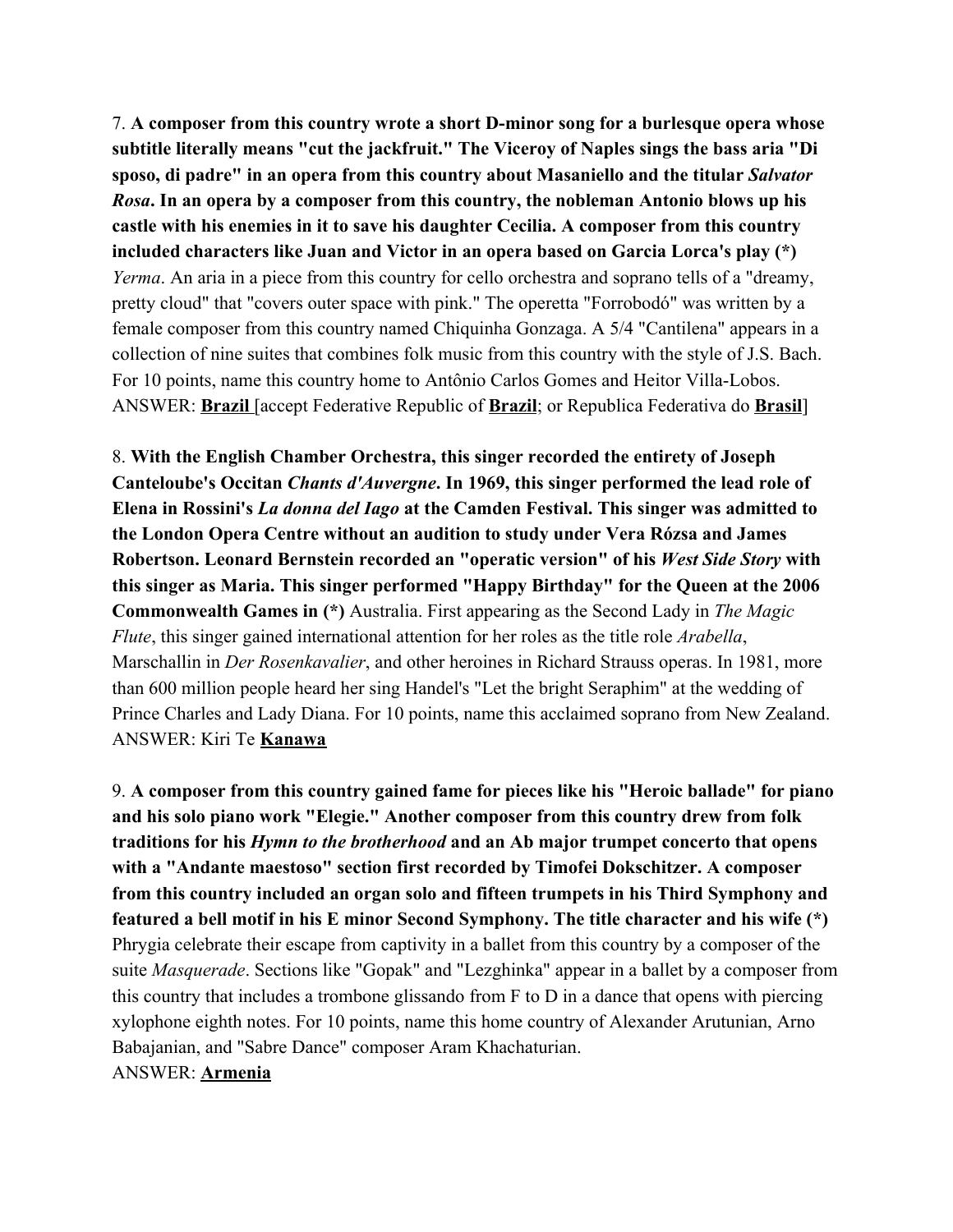7. **A composer from this country wrote a short D-minor song for a burlesque opera whose subtitle literally means "cut the jackfruit." The Viceroy of Naples sings the bass aria "Di sposo, di padre" in an opera from this country about Masaniello and the titular *Salvator Rosa*. In an opera by a composer from this country, the nobleman Antonio blows up his castle with his enemies in it to save his daughter Cecilia. A composer from this country included characters like Juan and Victor in an opera based on Garcia Lorca's play (*)** *Yerma*. An aria in a piece from this country for cello orchestra and soprano tells of a "dreamy, pretty cloud" that "covers outer space with pink." The operetta "Forrobodó" was written by a female composer from this country named Chiquinha Gonzaga. A 5/4 "Cantilena" appears in a collection of nine suites that combines folk music from this country with the style of J.S. Bach. For 10 points, name this country home to Antônio Carlos Gomes and Heitor Villa-Lobos.
ANSWER: **Brazil** [accept Federative Republic of **Brazil**; or Republica Federativa do **Brasil**]

8. **With the English Chamber Orchestra, this singer recorded the entirety of Joseph Canteloube's Occitan *Chants d'Auvergne*. In 1969, this singer performed the lead role of Elena in Rossini's *La donna del Iago* at the Camden Festival. This singer was admitted to the London Opera Centre without an audition to study under Vera Rózsa and James Robertson. Leonard Bernstein recorded an "operatic version" of his *West Side Story* with this singer as Maria. This singer performed "Happy Birthday" for the Queen at the 2006 Commonwealth Games in (*)** Australia. First appearing as the Second Lady in *The Magic Flute*, this singer gained international attention for her roles as the title role *Arabella*, Marschallin in *Der Rosenkavalier*, and other heroines in Richard Strauss operas. In 1981, more than 600 million people heard her sing Handel's "Let the bright Seraphim" at the wedding of Prince Charles and Lady Diana. For 10 points, name this acclaimed soprano from New Zealand.
ANSWER: Kiri Te **Kanawa**

9. **A composer from this country gained fame for pieces like his "Heroic ballade" for piano and his solo piano work "Elegie." Another composer from this country drew from folk traditions for his *Hymn to the brotherhood* and an Ab major trumpet concerto that opens with a "Andante maestoso" section first recorded by Timofei Dokschitzer. A composer from this country included an organ solo and fifteen trumpets in his Third Symphony and featured a bell motif in his E minor Second Symphony. The title character and his wife (*)** Phrygia celebrate their escape from captivity in a ballet from this country by a composer of the suite *Masquerade*. Sections like "Gopak" and "Lezghinka" appear in a ballet by a composer from this country that includes a trombone glissando from F to D in a dance that opens with piercing xylophone eighth notes. For 10 points, name this home country of Alexander Arutunian, Arno Babajanian, and "Sabre Dance" composer Aram Khachaturian.
ANSWER: **Armenia**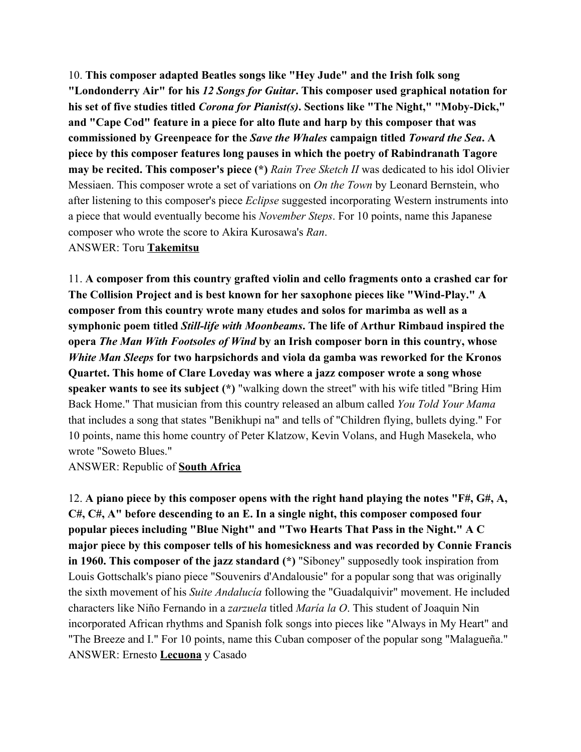10. **This composer adapted Beatles songs like "Hey Jude" and the Irish folk song "Londonderry Air" for his *12 Songs for Guitar*. This composer used graphical notation for his set of five studies titled *Corona for Pianist(s)*. Sections like "The Night," "Moby-Dick," and "Cape Cod" feature in a piece for alto flute and harp by this composer that was commissioned by Greenpeace for the *Save the Whales* campaign titled *Toward the Sea*. A piece by this composer features long pauses in which the poetry of Rabindranath Tagore may be recited. This composer's piece (*)** *Rain Tree Sketch II* was dedicated to his idol Olivier Messiaen. This composer wrote a set of variations on *On the Town* by Leonard Bernstein, who after listening to this composer's piece *Eclipse* suggested incorporating Western instruments into a piece that would eventually become his *November Steps*. For 10 points, name this Japanese composer who wrote the score to Akira Kurosawa's *Ran*.
ANSWER: Toru **<u>Takemitsu</u>**

11. **A composer from this country grafted violin and cello fragments onto a crashed car for The Collision Project and is best known for her saxophone pieces like "Wind-Play." A composer from this country wrote many etudes and solos for marimba as well as a symphonic poem titled *Still-life with Moonbeams*. The life of Arthur Rimbaud inspired the opera *The Man With Footsoles of Wind* by an Irish composer born in this country, whose *White Man Sleeps* for two harpsichords and viola da gamba was reworked for the Kronos Quartet. This home of Clare Loveday was where a jazz composer wrote a song whose speaker wants to see its subject (*)** "walking down the street" with his wife titled "Bring Him Back Home." That musician from this country released an album called *You Told Your Mama* that includes a song that states "Benikhupi na" and tells of "Children flying, bullets dying." For 10 points, name this home country of Peter Klatzow, Kevin Volans, and Hugh Masekela, who wrote "Soweto Blues."
ANSWER: Republic of **<u>South Africa</u>**

12. **A piano piece by this composer opens with the right hand playing the notes "F#, G#, A, C#, C#, A" before descending to an E. In a single night, this composer composed four popular pieces including "Blue Night" and "Two Hearts That Pass in the Night." A C major piece by this composer tells of his homesickness and was recorded by Connie Francis in 1960. This composer of the jazz standard (*)** "Siboney" supposedly took inspiration from Louis Gottschalk's piano piece "Souvenirs d'Andalousie" for a popular song that was originally the sixth movement of his *Suite Andalucía* following the "Guadalquivir" movement. He included characters like Niño Fernando in a *zarzuela* titled *María la O*. This student of Joaquin Nin incorporated African rhythms and Spanish folk songs into pieces like "Always in My Heart" and "The Breeze and I." For 10 points, name this Cuban composer of the popular song "Malagueña."
ANSWER: Ernesto **<u>Lecuona</u>** y Casado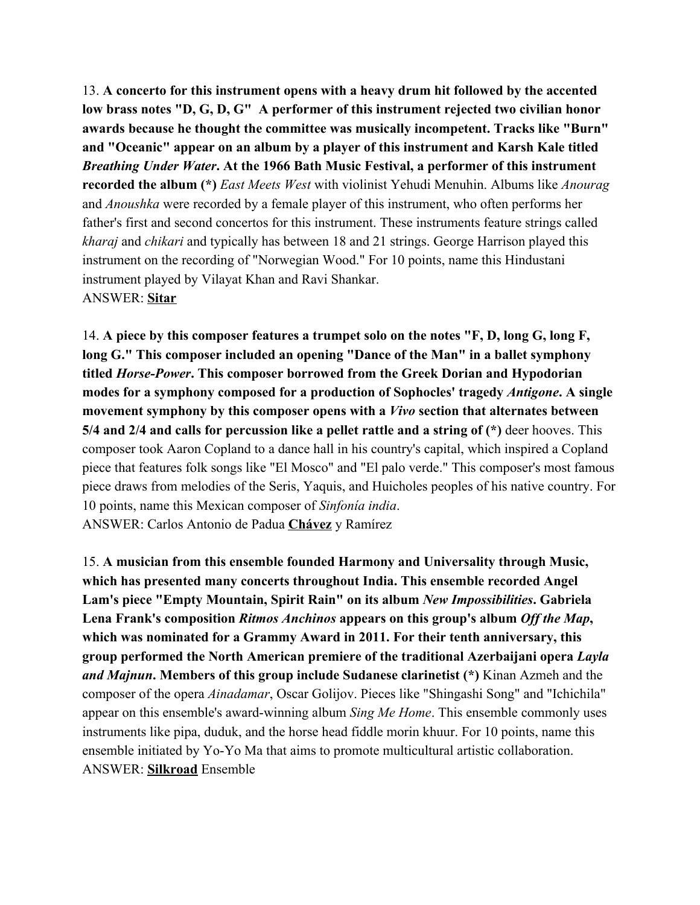13. **A concerto for this instrument opens with a heavy drum hit followed by the accented low brass notes "D, G, D, G" A performer of this instrument rejected two civilian honor awards because he thought the committee was musically incompetent. Tracks like "Burn" and "Oceanic" appear on an album by a player of this instrument and Karsh Kale titled *Breathing Under Water*. At the 1966 Bath Music Festival, a performer of this instrument recorded the album (*)** *East Meets West* with violinist Yehudi Menuhin. Albums like *Anourag* and *Anoushka* were recorded by a female player of this instrument, who often performs her father's first and second concertos for this instrument. These instruments feature strings called *kharaj* and *chikari* and typically has between 18 and 21 strings. George Harrison played this instrument on the recording of "Norwegian Wood." For 10 points, name this Hindustani instrument played by Vilayat Khan and Ravi Shankar.
ANSWER: **Sitar**

14. **A piece by this composer features a trumpet solo on the notes "F, D, long G, long F, long G." This composer included an opening "Dance of the Man" in a ballet symphony titled *Horse-Power*. This composer borrowed from the Greek Dorian and Hypodorian modes for a symphony composed for a production of Sophocles' tragedy *Antigone*. A single movement symphony by this composer opens with a *Vivo* section that alternates between 5/4 and 2/4 and calls for percussion like a pellet rattle and a string of (*)** deer hooves. This composer took Aaron Copland to a dance hall in his country's capital, which inspired a Copland piece that features folk songs like "El Mosco" and "El palo verde." This composer's most famous piece draws from melodies of the Seris, Yaquis, and Huicholes peoples of his native country. For 10 points, name this Mexican composer of *Sinfonía india*.
ANSWER: Carlos Antonio de Padua **Chávez** y Ramírez

15. **A musician from this ensemble founded Harmony and Universality through Music, which has presented many concerts throughout India. This ensemble recorded Angel Lam's piece "Empty Mountain, Spirit Rain" on its album *New Impossibilities*. Gabriela Lena Frank's composition *Ritmos Anchinos* appears on this group's album *Off the Map*, which was nominated for a Grammy Award in 2011. For their tenth anniversary, this group performed the North American premiere of the traditional Azerbaijani opera *Layla and Majnun*. Members of this group include Sudanese clarinetist (*)** Kinan Azmeh and the composer of the opera *Ainadamar*, Oscar Golijov. Pieces like "Shingashi Song" and "Ichichila" appear on this ensemble's award-winning album *Sing Me Home*. This ensemble commonly uses instruments like pipa, duduk, and the horse head fiddle morin khuur. For 10 points, name this ensemble initiated by Yo-Yo Ma that aims to promote multicultural artistic collaboration.
ANSWER: **Silkroad** Ensemble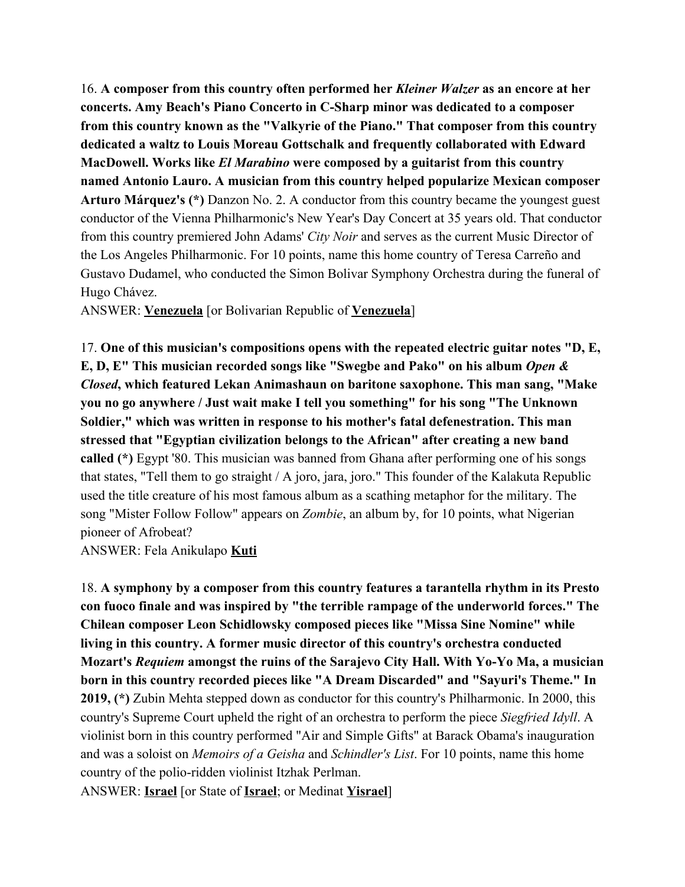16. **A composer from this country often performed her *Kleiner Walzer* as an encore at her concerts. Amy Beach's Piano Concerto in C-Sharp minor was dedicated to a composer from this country known as the "Valkyrie of the Piano." That composer from this country dedicated a waltz to Louis Moreau Gottschalk and frequently collaborated with Edward MacDowell. Works like *El Marabino* were composed by a guitarist from this country named Antonio Lauro. A musician from this country helped popularize Mexican composer Arturo Márquez's (*)** Danzon No. 2. A conductor from this country became the youngest guest conductor of the Vienna Philharmonic's New Year's Day Concert at 35 years old. That conductor from this country premiered John Adams' *City Noir* and serves as the current Music Director of the Los Angeles Philharmonic. For 10 points, name this home country of Teresa Carreño and Gustavo Dudamel, who conducted the Simon Bolivar Symphony Orchestra during the funeral of Hugo Chávez.

ANSWER: **Venezuela** [or Bolivarian Republic of **Venezuela**]

17. **One of this musician's compositions opens with the repeated electric guitar notes "D, E, E, D, E" This musician recorded songs like "Swegbe and Pako" on his album *Open & Closed*, which featured Lekan Animashaun on baritone saxophone. This man sang, "Make you no go anywhere / Just wait make I tell you something" for his song "The Unknown Soldier," which was written in response to his mother's fatal defenestration. This man stressed that "Egyptian civilization belongs to the African" after creating a new band called (*)** Egypt '80. This musician was banned from Ghana after performing one of his songs that states, "Tell them to go straight / A joro, jara, joro." This founder of the Kalakuta Republic used the title creature of his most famous album as a scathing metaphor for the military. The song "Mister Follow Follow" appears on *Zombie*, an album by, for 10 points, what Nigerian pioneer of Afrobeat?

ANSWER: Fela Anikulapo **Kuti**

18. **A symphony by a composer from this country features a tarantella rhythm in its Presto con fuoco finale and was inspired by "the terrible rampage of the underworld forces." The Chilean composer Leon Schidlowsky composed pieces like "Missa Sine Nomine" while living in this country. A former music director of this country's orchestra conducted Mozart's *Requiem* amongst the ruins of the Sarajevo City Hall. With Yo-Yo Ma, a musician born in this country recorded pieces like "A Dream Discarded" and "Sayuri's Theme." In 2019, (*)** Zubin Mehta stepped down as conductor for this country's Philharmonic. In 2000, this country's Supreme Court upheld the right of an orchestra to perform the piece *Siegfried Idyll*. A violinist born in this country performed "Air and Simple Gifts" at Barack Obama's inauguration and was a soloist on *Memoirs of a Geisha* and *Schindler's List*. For 10 points, name this home country of the polio-ridden violinist Itzhak Perlman.

ANSWER: **Israel** [or State of **Israel**; or Medinat **Yisrael**]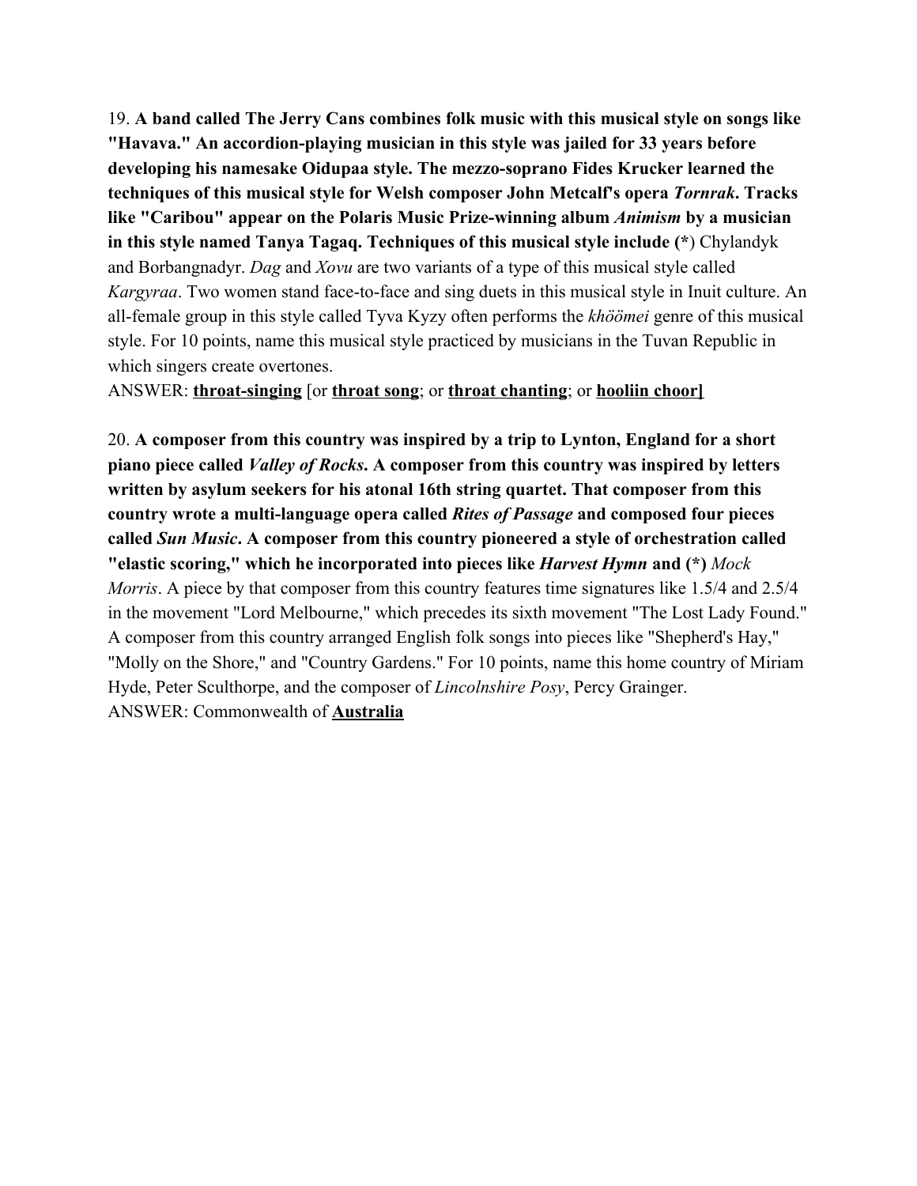19. **A band called The Jerry Cans combines folk music with this musical style on songs like "Havava." An accordion-playing musician in this style was jailed for 33 years before developing his namesake Oidupaa style. The mezzo-soprano Fides Krucker learned the techniques of this musical style for Welsh composer John Metcalf's opera *Tornrak*. Tracks like "Caribou" appear on the Polaris Music Prize-winning album *Animism* by a musician in this style named Tanya Tagaq. Techniques of this musical style include (*)** Chylandyk and Borbangnadyr. *Dag* and *Xovu* are two variants of a type of this musical style called *Kargyraa*. Two women stand face-to-face and sing duets in this musical style in Inuit culture. An all-female group in this style called Tyva Kyzy often performs the *khöömei* genre of this musical style. For 10 points, name this musical style practiced by musicians in the Tuvan Republic in which singers create overtones.

ANSWER: **throat-singing** [or **throat song**; or **throat chanting**; or **hooliin choor**]

20. **A composer from this country was inspired by a trip to Lynton, England for a short piano piece called *Valley of Rocks*. A composer from this country was inspired by letters written by asylum seekers for his atonal 16th string quartet. That composer from this country wrote a multi-language opera called *Rites of Passage* and composed four pieces called *Sun Music*. A composer from this country pioneered a style of orchestration called "elastic scoring," which he incorporated into pieces like *Harvest Hymn* and (*)** *Mock Morris*. A piece by that composer from this country features time signatures like 1.5/4 and 2.5/4 in the movement "Lord Melbourne," which precedes its sixth movement "The Lost Lady Found." A composer from this country arranged English folk songs into pieces like "Shepherd's Hay," "Molly on the Shore," and "Country Gardens." For 10 points, name this home country of Miriam Hyde, Peter Sculthorpe, and the composer of *Lincolnshire Posy*, Percy Grainger.

ANSWER: Commonwealth of **Australia**